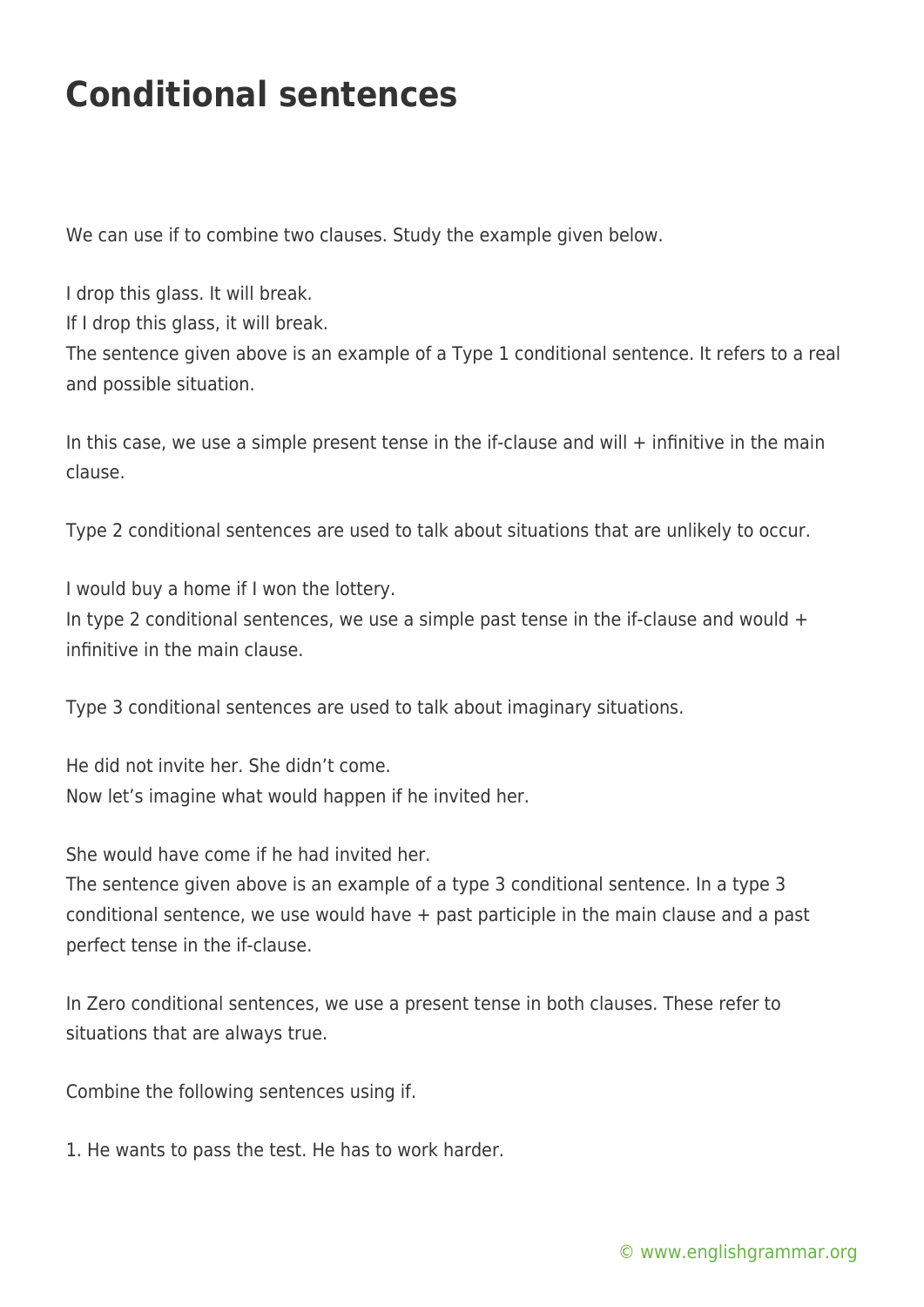# Conditional sentences

We can use if to combine two clauses. Study the example given below.

I drop this glass. It will break.
If I drop this glass, it will break.
The sentence given above is an example of a Type 1 conditional sentence. It refers to a real and possible situation.

In this case, we use a simple present tense in the if-clause and will + infinitive in the main clause.

Type 2 conditional sentences are used to talk about situations that are unlikely to occur.

I would buy a home if I won the lottery.
In type 2 conditional sentences, we use a simple past tense in the if-clause and would + infinitive in the main clause.

Type 3 conditional sentences are used to talk about imaginary situations.

He did not invite her. She didn't come.
Now let's imagine what would happen if he invited her.

She would have come if he had invited her.
The sentence given above is an example of a type 3 conditional sentence. In a type 3 conditional sentence, we use would have + past participle in the main clause and a past perfect tense in the if-clause.

In Zero conditional sentences, we use a present tense in both clauses. These refer to situations that are always true.

Combine the following sentences using if.

1. He wants to pass the test. He has to work harder.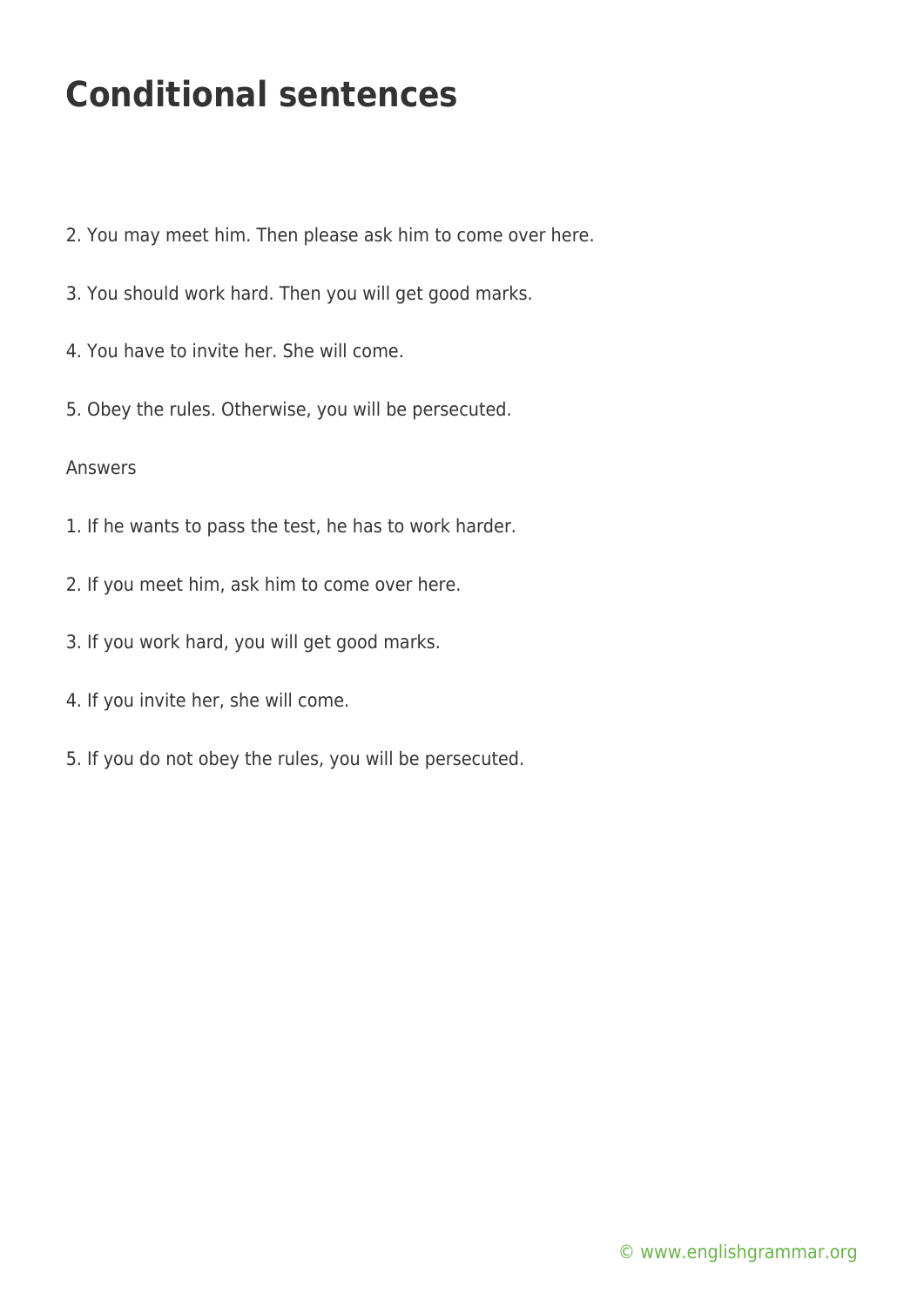# Conditional sentences

2. You may meet him. Then please ask him to come over here.

3. You should work hard. Then you will get good marks.

4. You have to invite her. She will come.

5. Obey the rules. Otherwise, you will be persecuted.

Answers

1. If he wants to pass the test, he has to work harder.

2. If you meet him, ask him to come over here.

3. If you work hard, you will get good marks.

4. If you invite her, she will come.

5. If you do not obey the rules, you will be persecuted.